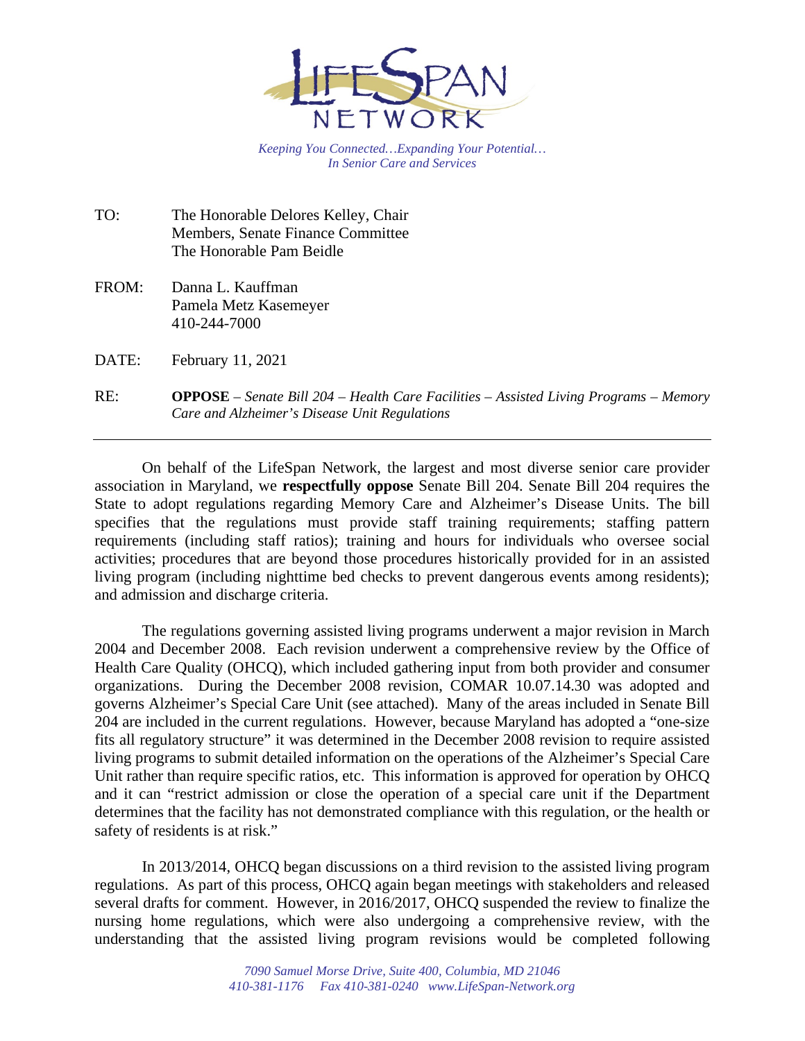LifeSpan Network

*Keeping You Connected…Expanding Your Potential…*
*In Senior Care and Services*

TO: The Honorable Delores Kelley, Chair
Members, Senate Finance Committee
The Honorable Pam Beidle

FROM: Danna L. Kauffman
Pamela Metz Kasemeyer
410-244-7000

DATE: February 11, 2021

RE: **OPPOSE** – *Senate Bill 204 – Health Care Facilities – Assisted Living Programs – Memory Care and Alzheimer's Disease Unit Regulations*

---

On behalf of the LifeSpan Network, the largest and most diverse senior care provider association in Maryland, we **respectfully oppose** Senate Bill 204. Senate Bill 204 requires the State to adopt regulations regarding Memory Care and Alzheimer's Disease Units. The bill specifies that the regulations must provide staff training requirements; staffing pattern requirements (including staff ratios); training and hours for individuals who oversee social activities; procedures that are beyond those procedures historically provided for in an assisted living program (including nighttime bed checks to prevent dangerous events among residents); and admission and discharge criteria.

The regulations governing assisted living programs underwent a major revision in March 2004 and December 2008. Each revision underwent a comprehensive review by the Office of Health Care Quality (OHCQ), which included gathering input from both provider and consumer organizations. During the December 2008 revision, COMAR 10.07.14.30 was adopted and governs Alzheimer's Special Care Unit (see attached). Many of the areas included in Senate Bill 204 are included in the current regulations. However, because Maryland has adopted a "one-size fits all regulatory structure" it was determined in the December 2008 revision to require assisted living programs to submit detailed information on the operations of the Alzheimer's Special Care Unit rather than require specific ratios, etc. This information is approved for operation by OHCQ and it can "restrict admission or close the operation of a special care unit if the Department determines that the facility has not demonstrated compliance with this regulation, or the health or safety of residents is at risk."

In 2013/2014, OHCQ began discussions on a third revision to the assisted living program regulations. As part of this process, OHCQ again began meetings with stakeholders and released several drafts for comment. However, in 2016/2017, OHCQ suspended the review to finalize the nursing home regulations, which were also undergoing a comprehensive review, with the understanding that the assisted living program revisions would be completed following

*7090 Samuel Morse Drive, Suite 400, Columbia, MD 21046*
*410-381-1176 Fax 410-381-0240 www.LifeSpan-Network.org*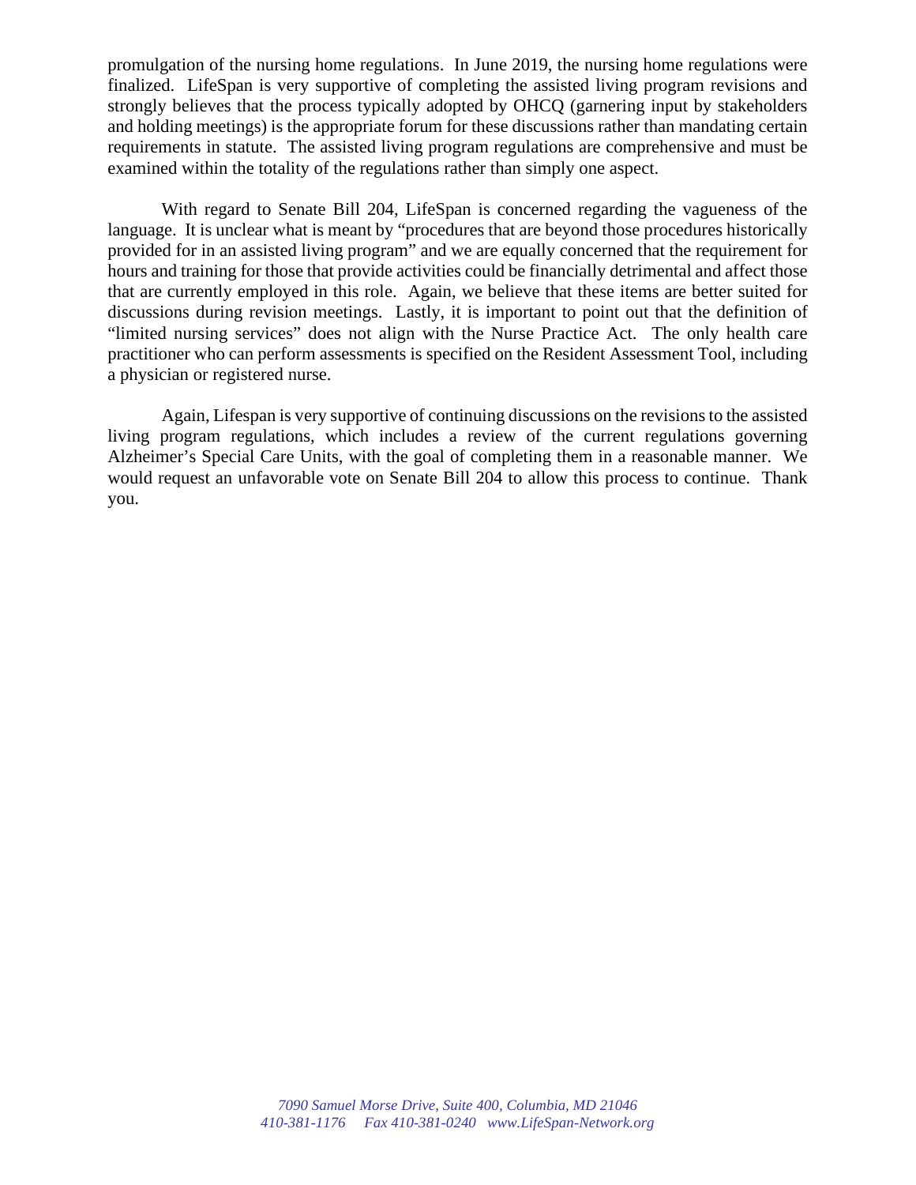promulgation of the nursing home regulations. In June 2019, the nursing home regulations were finalized. LifeSpan is very supportive of completing the assisted living program revisions and strongly believes that the process typically adopted by OHCQ (garnering input by stakeholders and holding meetings) is the appropriate forum for these discussions rather than mandating certain requirements in statute. The assisted living program regulations are comprehensive and must be examined within the totality of the regulations rather than simply one aspect.

With regard to Senate Bill 204, LifeSpan is concerned regarding the vagueness of the language. It is unclear what is meant by "procedures that are beyond those procedures historically provided for in an assisted living program" and we are equally concerned that the requirement for hours and training for those that provide activities could be financially detrimental and affect those that are currently employed in this role. Again, we believe that these items are better suited for discussions during revision meetings. Lastly, it is important to point out that the definition of "limited nursing services" does not align with the Nurse Practice Act. The only health care practitioner who can perform assessments is specified on the Resident Assessment Tool, including a physician or registered nurse.

Again, Lifespan is very supportive of continuing discussions on the revisions to the assisted living program regulations, which includes a review of the current regulations governing Alzheimer's Special Care Units, with the goal of completing them in a reasonable manner. We would request an unfavorable vote on Senate Bill 204 to allow this process to continue. Thank you.

*7090 Samuel Morse Drive, Suite 400, Columbia, MD 21046*
*410-381-1176 Fax 410-381-0240 www.LifeSpan-Network.org*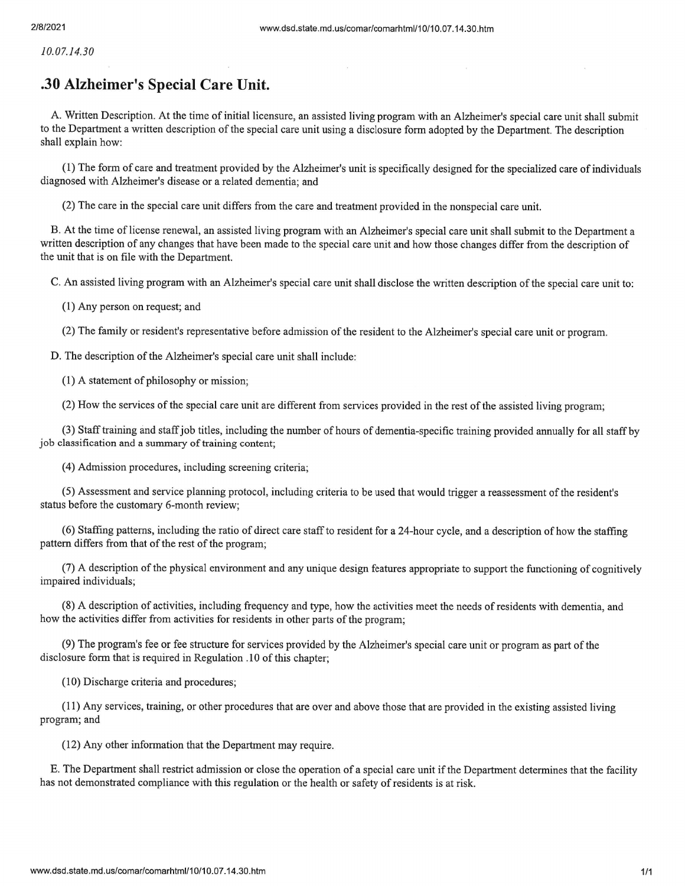*10.07.14.30*

## .30 Alzheimer's Special Care Unit.

A. Written Description. At the time of initial licensure, an assisted living program with an Alzheimer's special care unit shall submit to the Department a written description of the special care unit using a disclosure form adopted by the Department. The description shall explain how:

(1) The form of care and treatment provided by the Alzheimer's unit is specifically designed for the specialized care of individuals diagnosed with Alzheimer's disease or a related dementia; and

(2) The care in the special care unit differs from the care and treatment provided in the nonspecial care unit.

B. At the time of license renewal, an assisted living program with an Alzheimer's special care unit shall submit to the Department a written description of any changes that have been made to the special care unit and how those changes differ from the description of the unit that is on file with the Department.

C. An assisted living program with an Alzheimer's special care unit shall disclose the written description of the special care unit to:

(1) Any person on request; and

(2) The family or resident's representative before admission of the resident to the Alzheimer's special care unit or program.

D. The description of the Alzheimer's special care unit shall include:

(1) A statement of philosophy or mission;

(2) How the services of the special care unit are different from services provided in the rest of the assisted living program;

(3) Staff training and staff job titles, including the number of hours of dementia-specific training provided annually for all staff by job classification and a summary of training content;

(4) Admission procedures, including screening criteria;

(5) Assessment and service planning protocol, including criteria to be used that would trigger a reassessment of the resident's status before the customary 6-month review;

(6) Staffing patterns, including the ratio of direct care staff to resident for a 24-hour cycle, and a description of how the staffing pattern differs from that of the rest of the program;

(7) A description of the physical environment and any unique design features appropriate to support the functioning of cognitively impaired individuals;

(8) A description of activities, including frequency and type, how the activities meet the needs of residents with dementia, and how the activities differ from activities for residents in other parts of the program;

(9) The program's fee or fee structure for services provided by the Alzheimer's special care unit or program as part of the disclosure form that is required in Regulation .10 of this chapter;

(10) Discharge criteria and procedures;

(11) Any services, training, or other procedures that are over and above those that are provided in the existing assisted living program; and

(12) Any other information that the Department may require.

E. The Department shall restrict admission or close the operation of a special care unit if the Department determines that the facility has not demonstrated compliance with this regulation or the health or safety of residents is at risk.